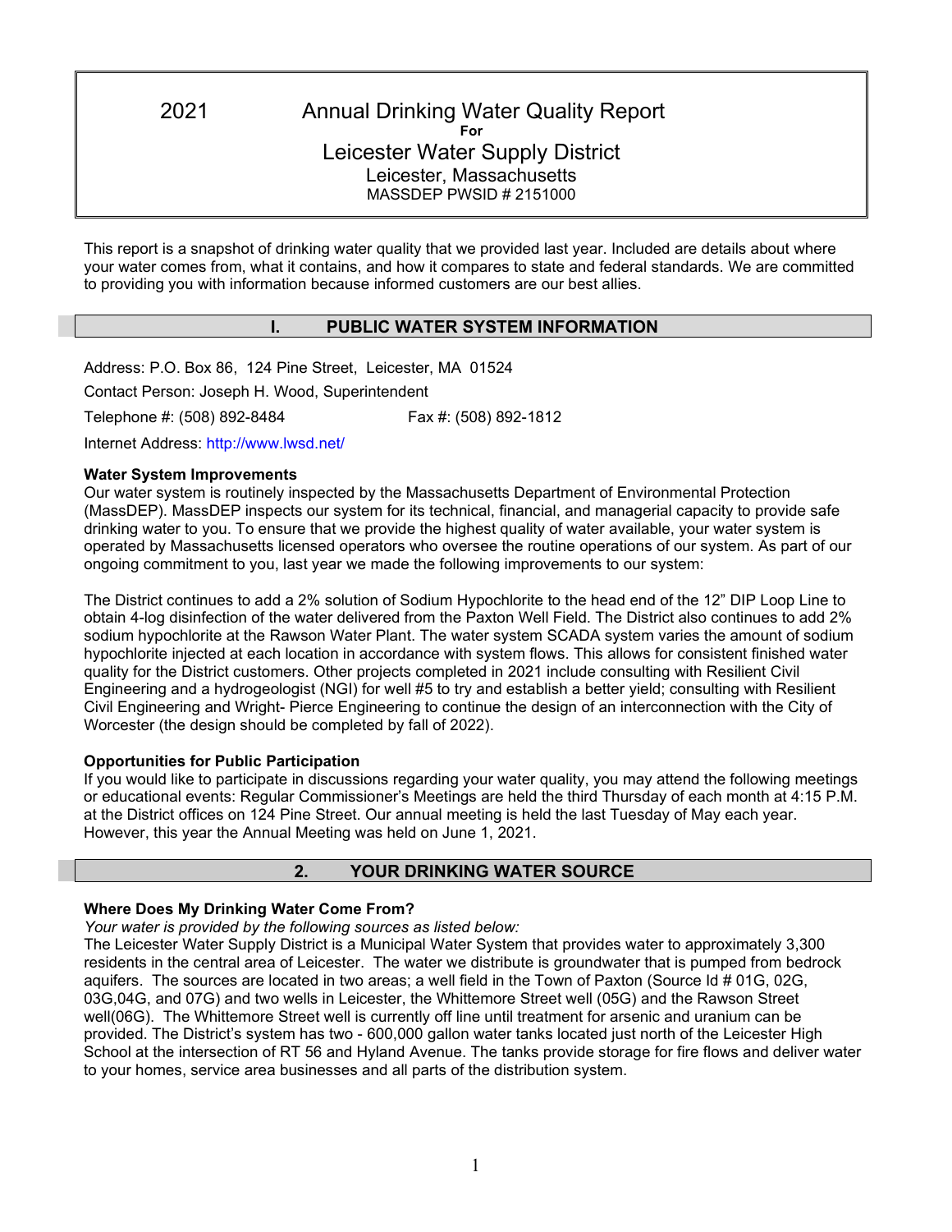# 2021 Annual Drinking Water Quality Report

**For**

## Leicester Water Supply District

Leicester, Massachusetts

MASSDEP PWSID # 2151000

This report is a snapshot of drinking water quality that we provided last year. Included are details about where your water comes from, what it contains, and how it compares to state and federal standards. We are committed to providing you with information because informed customers are our best allies.

## I. PUBLIC WATER SYSTEM INFORMATION

Address: P.O. Box 86, 124 Pine Street, Leicester, MA 01524

Contact Person: Joseph H. Wood, Superintendent

Telephone #: (508) 892-8484 Fax #: (508) 892-1812

Internet Address: http://www.lwsd.net/

**Water System Improvements**

Our water system is routinely inspected by the Massachusetts Department of Environmental Protection (MassDEP). MassDEP inspects our system for its technical, financial, and managerial capacity to provide safe drinking water to you. To ensure that we provide the highest quality of water available, your water system is operated by Massachusetts licensed operators who oversee the routine operations of our system. As part of our ongoing commitment to you, last year we made the following improvements to our system:

The District continues to add a 2% solution of Sodium Hypochlorite to the head end of the 12" DIP Loop Line to obtain 4-log disinfection of the water delivered from the Paxton Well Field. The District also continues to add 2% sodium hypochlorite at the Rawson Water Plant. The water system SCADA system varies the amount of sodium hypochlorite injected at each location in accordance with system flows. This allows for consistent finished water quality for the District customers. Other projects completed in 2021 include consulting with Resilient Civil Engineering and a hydrogeologist (NGI) for well #5 to try and establish a better yield; consulting with Resilient Civil Engineering and Wright- Pierce Engineering to continue the design of an interconnection with the City of Worcester (the design should be completed by fall of 2022).

**Opportunities for Public Participation**

If you would like to participate in discussions regarding your water quality, you may attend the following meetings or educational events: Regular Commissioner's Meetings are held the third Thursday of each month at 4:15 P.M. at the District offices on 124 Pine Street. Our annual meeting is held the last Tuesday of May each year. However, this year the Annual Meeting was held on June 1, 2021.

## 2. YOUR DRINKING WATER SOURCE

**Where Does My Drinking Water Come From?**

*Your water is provided by the following sources as listed below:*

The Leicester Water Supply District is a Municipal Water System that provides water to approximately 3,300 residents in the central area of Leicester. The water we distribute is groundwater that is pumped from bedrock aquifers. The sources are located in two areas; a well field in the Town of Paxton (Source Id # 01G, 02G, 03G,04G, and 07G) and two wells in Leicester, the Whittemore Street well (05G) and the Rawson Street well(06G). The Whittemore Street well is currently off line until treatment for arsenic and uranium can be provided. The District's system has two - 600,000 gallon water tanks located just north of the Leicester High School at the intersection of RT 56 and Hyland Avenue. The tanks provide storage for fire flows and deliver water to your homes, service area businesses and all parts of the distribution system.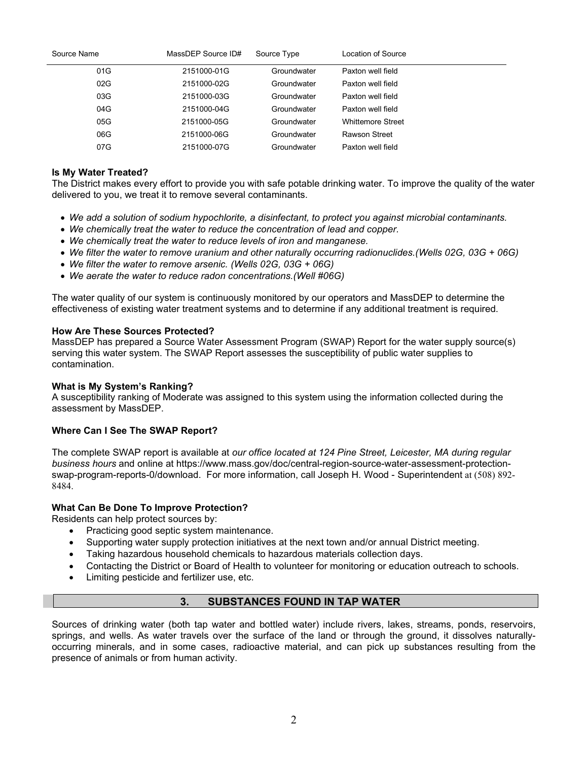| Source Name | MassDEP Source ID# | Source Type | Location of Source |
|---|---|---|---|
| 01G | 2151000-01G | Groundwater | Paxton well field |
| 02G | 2151000-02G | Groundwater | Paxton well field |
| 03G | 2151000-03G | Groundwater | Paxton well field |
| 04G | 2151000-04G | Groundwater | Paxton well field |
| 05G | 2151000-05G | Groundwater | Whittemore Street |
| 06G | 2151000-06G | Groundwater | Rawson Street |
| 07G | 2151000-07G | Groundwater | Paxton well field |

**Is My Water Treated?**
The District makes every effort to provide you with safe potable drinking water. To improve the quality of the water delivered to you, we treat it to remove several contaminants.

- *We add a solution of sodium hypochlorite, a disinfectant, to protect you against microbial contaminants.*
- *We chemically treat the water to reduce the concentration of lead and copper.*
- *We chemically treat the water to reduce levels of iron and manganese.*
- *We filter the water to remove uranium and other naturally occurring radionuclides.(Wells 02G, 03G + 06G)*
- *We filter the water to remove arsenic. (Wells 02G, 03G + 06G)*
- *We aerate the water to reduce radon concentrations.(Well #06G)*

The water quality of our system is continuously monitored by our operators and MassDEP to determine the effectiveness of existing water treatment systems and to determine if any additional treatment is required.

**How Are These Sources Protected?**
MassDEP has prepared a Source Water Assessment Program (SWAP) Report for the water supply source(s) serving this water system. The SWAP Report assesses the susceptibility of public water supplies to contamination.

**What is My System's Ranking?**
A susceptibility ranking of Moderate was assigned to this system using the information collected during the assessment by MassDEP.

**Where Can I See The SWAP Report?**

The complete SWAP report is available at *our office located at 124 Pine Street, Leicester, MA during regular business hours* and online at https://www.mass.gov/doc/central-region-source-water-assessment-protection-swap-program-reports-0/download. For more information, call Joseph H. Wood - Superintendent at (508) 892-8484.

**What Can Be Done To Improve Protection?**
Residents can help protect sources by:

- Practicing good septic system maintenance.
- Supporting water supply protection initiatives at the next town and/or annual District meeting.
- Taking hazardous household chemicals to hazardous materials collection days.
- Contacting the District or Board of Health to volunteer for monitoring or education outreach to schools.
- Limiting pesticide and fertilizer use, etc.

## 3. SUBSTANCES FOUND IN TAP WATER

Sources of drinking water (both tap water and bottled water) include rivers, lakes, streams, ponds, reservoirs, springs, and wells. As water travels over the surface of the land or through the ground, it dissolves naturally-occurring minerals, and in some cases, radioactive material, and can pick up substances resulting from the presence of animals or from human activity.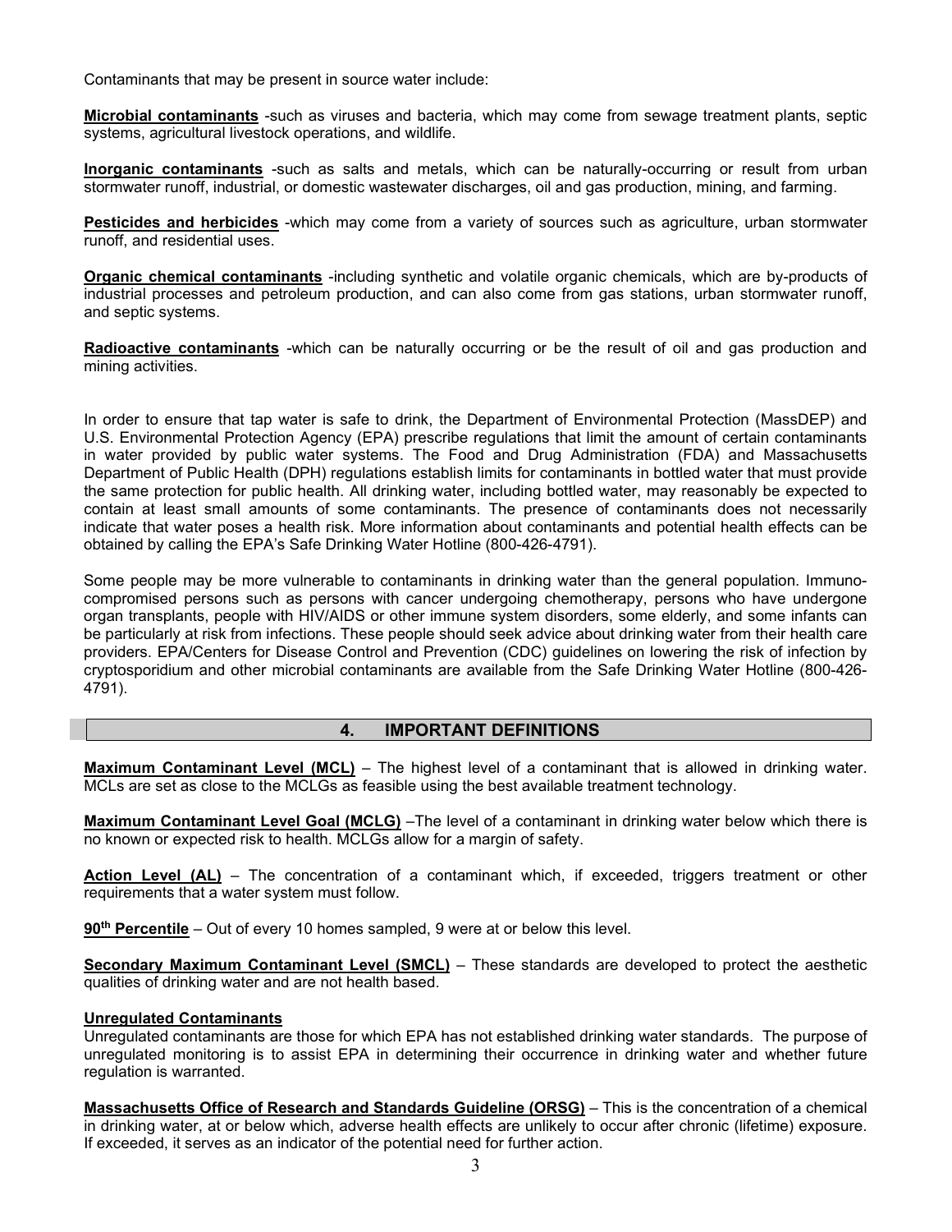Contaminants that may be present in source water include:

**Microbial contaminants** -such as viruses and bacteria, which may come from sewage treatment plants, septic systems, agricultural livestock operations, and wildlife.

**Inorganic contaminants** -such as salts and metals, which can be naturally-occurring or result from urban stormwater runoff, industrial, or domestic wastewater discharges, oil and gas production, mining, and farming.

**Pesticides and herbicides** -which may come from a variety of sources such as agriculture, urban stormwater runoff, and residential uses.

**Organic chemical contaminants** -including synthetic and volatile organic chemicals, which are by-products of industrial processes and petroleum production, and can also come from gas stations, urban stormwater runoff, and septic systems.

**Radioactive contaminants** -which can be naturally occurring or be the result of oil and gas production and mining activities.

In order to ensure that tap water is safe to drink, the Department of Environmental Protection (MassDEP) and U.S. Environmental Protection Agency (EPA) prescribe regulations that limit the amount of certain contaminants in water provided by public water systems. The Food and Drug Administration (FDA) and Massachusetts Department of Public Health (DPH) regulations establish limits for contaminants in bottled water that must provide the same protection for public health. All drinking water, including bottled water, may reasonably be expected to contain at least small amounts of some contaminants. The presence of contaminants does not necessarily indicate that water poses a health risk. More information about contaminants and potential health effects can be obtained by calling the EPA's Safe Drinking Water Hotline (800-426-4791).

Some people may be more vulnerable to contaminants in drinking water than the general population. Immuno-compromised persons such as persons with cancer undergoing chemotherapy, persons who have undergone organ transplants, people with HIV/AIDS or other immune system disorders, some elderly, and some infants can be particularly at risk from infections. These people should seek advice about drinking water from their health care providers. EPA/Centers for Disease Control and Prevention (CDC) guidelines on lowering the risk of infection by cryptosporidium and other microbial contaminants are available from the Safe Drinking Water Hotline (800-426-4791).

## 4. IMPORTANT DEFINITIONS

**Maximum Contaminant Level (MCL)** – The highest level of a contaminant that is allowed in drinking water. MCLs are set as close to the MCLGs as feasible using the best available treatment technology.

**Maximum Contaminant Level Goal (MCLG)** –The level of a contaminant in drinking water below which there is no known or expected risk to health. MCLGs allow for a margin of safety.

**Action Level (AL)** – The concentration of a contaminant which, if exceeded, triggers treatment or other requirements that a water system must follow.

**90th Percentile** – Out of every 10 homes sampled, 9 were at or below this level.

**Secondary Maximum Contaminant Level (SMCL)** – These standards are developed to protect the aesthetic qualities of drinking water and are not health based.

**Unregulated Contaminants**
Unregulated contaminants are those for which EPA has not established drinking water standards. The purpose of unregulated monitoring is to assist EPA in determining their occurrence in drinking water and whether future regulation is warranted.

**Massachusetts Office of Research and Standards Guideline (ORSG)** – This is the concentration of a chemical in drinking water, at or below which, adverse health effects are unlikely to occur after chronic (lifetime) exposure. If exceeded, it serves as an indicator of the potential need for further action.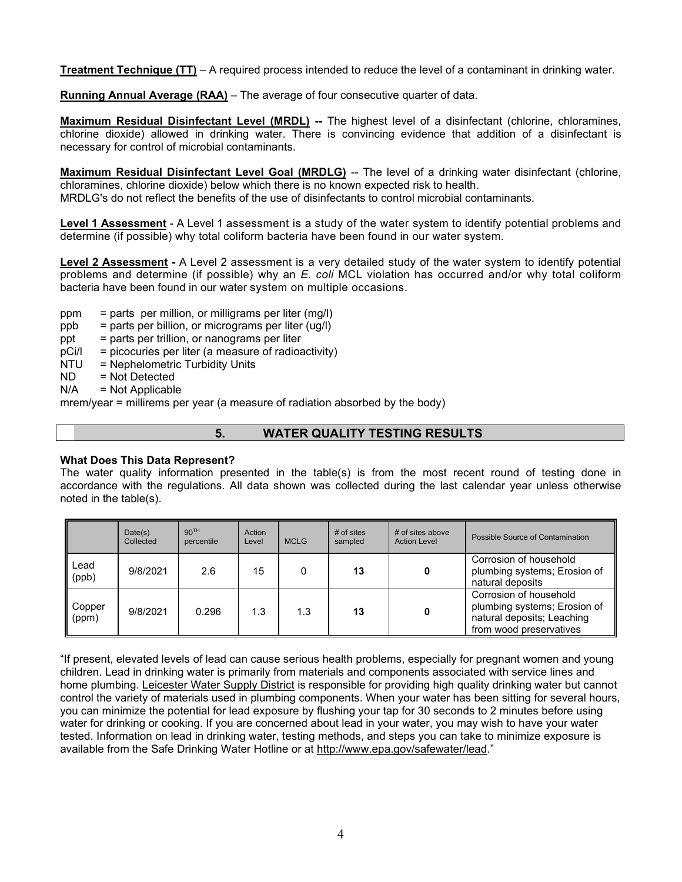**Treatment Technique (TT)** – A required process intended to reduce the level of a contaminant in drinking water.

**Running Annual Average (RAA)** – The average of four consecutive quarter of data.

**Maximum Residual Disinfectant Level (MRDL) --** The highest level of a disinfectant (chlorine, chloramines, chlorine dioxide) allowed in drinking water. There is convincing evidence that addition of a disinfectant is necessary for control of microbial contaminants.

**Maximum Residual Disinfectant Level Goal (MRDLG)** -- The level of a drinking water disinfectant (chlorine, chloramines, chlorine dioxide) below which there is no known expected risk to health.
MRDLG's do not reflect the benefits of the use of disinfectants to control microbial contaminants.

**Level 1 Assessment** - A Level 1 assessment is a study of the water system to identify potential problems and determine (if possible) why total coliform bacteria have been found in our water system.

**Level 2 Assessment -** A Level 2 assessment is a very detailed study of the water system to identify potential problems and determine (if possible) why an *E. coli* MCL violation has occurred and/or why total coliform bacteria have been found in our water system on multiple occasions.

ppm = parts per million, or milligrams per liter (mg/l)
ppb = parts per billion, or micrograms per liter (ug/l)
ppt = parts per trillion, or nanograms per liter
pCi/l = picocuries per liter (a measure of radioactivity)
NTU = Nephelometric Turbidity Units
ND = Not Detected
N/A = Not Applicable
mrem/year = millirems per year (a measure of radiation absorbed by the body)

## 5. WATER QUALITY TESTING RESULTS

**What Does This Data Represent?**
The water quality information presented in the table(s) is from the most recent round of testing done in accordance with the regulations. All data shown was collected during the last calendar year unless otherwise noted in the table(s).

| | Date(s) Collected | 90TH percentile | Action Level | MCLG | # of sites sampled | # of sites above Action Level | Possible Source of Contamination |
|---|---|---|---|---|---|---|---|
| Lead (ppb) | 9/8/2021 | 2.6 | 15 | 0 | **13** | **0** | Corrosion of household plumbing systems; Erosion of natural deposits |
| Copper (ppm) | 9/8/2021 | 0.296 | 1.3 | 1.3 | **13** | **0** | Corrosion of household plumbing systems; Erosion of natural deposits; Leaching from wood preservatives |

"If present, elevated levels of lead can cause serious health problems, especially for pregnant women and young children. Lead in drinking water is primarily from materials and components associated with service lines and home plumbing. Leicester Water Supply District is responsible for providing high quality drinking water but cannot control the variety of materials used in plumbing components. When your water has been sitting for several hours, you can minimize the potential for lead exposure by flushing your tap for 30 seconds to 2 minutes before using water for drinking or cooking. If you are concerned about lead in your water, you may wish to have your water tested. Information on lead in drinking water, testing methods, and steps you can take to minimize exposure is available from the Safe Drinking Water Hotline or at http://www.epa.gov/safewater/lead."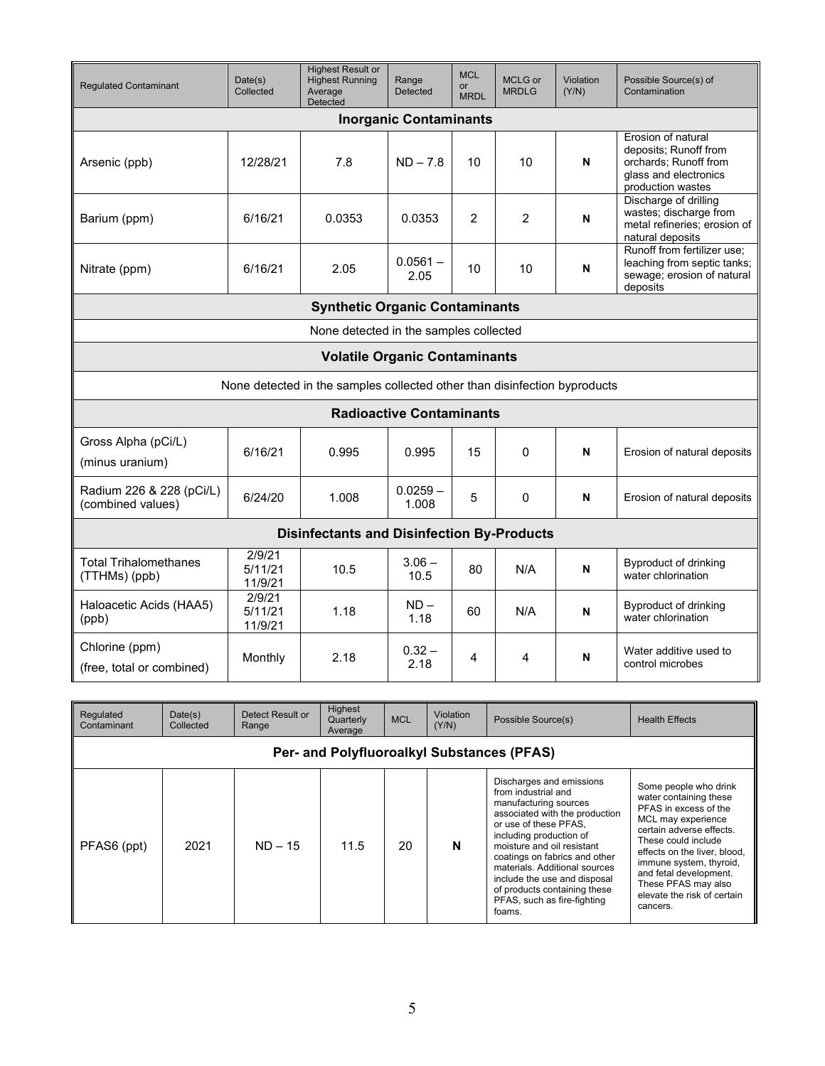| Regulated Contaminant | Date(s) Collected | Highest Result or Highest Running Average Detected | Range Detected | MCL or MRDL | MCLG or MRDLG | Violation (Y/N) | Possible Source(s) of Contamination |
|---|---|---|---|---|---|---|---|
| **Inorganic Contaminants** | | | | | | | |
| Arsenic (ppb) | 12/28/21 | 7.8 | ND – 7.8 | 10 | 10 | **N** | Erosion of natural deposits; Runoff from orchards; Runoff from glass and electronics production wastes |
| Barium (ppm) | 6/16/21 | 0.0353 | 0.0353 | 2 | 2 | **N** | Discharge of drilling wastes; discharge from metal refineries; erosion of natural deposits |
| Nitrate (ppm) | 6/16/21 | 2.05 | 0.0561 – 2.05 | 10 | 10 | **N** | Runoff from fertilizer use; leaching from septic tanks; sewage; erosion of natural deposits |
| **Synthetic Organic Contaminants** | | | | | | | |
| None detected in the samples collected | | | | | | | |
| **Volatile Organic Contaminants** | | | | | | | |
| None detected in the samples collected other than disinfection byproducts | | | | | | | |
| **Radioactive Contaminants** | | | | | | | |
| Gross Alpha (pCi/L) (minus uranium) | 6/16/21 | 0.995 | 0.995 | 15 | 0 | **N** | Erosion of natural deposits |
| Radium 226 & 228 (pCi/L) (combined values) | 6/24/20 | 1.008 | 0.0259 – 1.008 | 5 | 0 | **N** | Erosion of natural deposits |
| **Disinfectants and Disinfection By-Products** | | | | | | | |
| Total Trihalomethanes (TTHMs) (ppb) | 2/9/21 5/11/21 11/9/21 | 10.5 | 3.06 – 10.5 | 80 | N/A | **N** | Byproduct of drinking water chlorination |
| Haloacetic Acids (HAA5) (ppb) | 2/9/21 5/11/21 11/9/21 | 1.18 | ND – 1.18 | 60 | N/A | **N** | Byproduct of drinking water chlorination |
| Chlorine (ppm) (free, total or combined) | Monthly | 2.18 | 0.32 – 2.18 | 4 | 4 | **N** | Water additive used to control microbes |

| Regulated Contaminant | Date(s) Collected | Detect Result or Range | Highest Quarterly Average | MCL | Violation (Y/N) | Possible Source(s) | Health Effects |
|---|---|---|---|---|---|---|---|
| **Per- and Polyfluoroalkyl Substances (PFAS)** | | | | | | | |
| PFAS6 (ppt) | 2021 | ND – 15 | 11.5 | 20 | **N** | Discharges and emissions from industrial and manufacturing sources associated with the production or use of these PFAS, including production of moisture and oil resistant coatings on fabrics and other materials. Additional sources include the use and disposal of products containing these PFAS, such as fire-fighting foams. | Some people who drink water containing these PFAS in excess of the MCL may experience certain adverse effects. These could include effects on the liver, blood, immune system, thyroid, and fetal development. These PFAS may also elevate the risk of certain cancers. |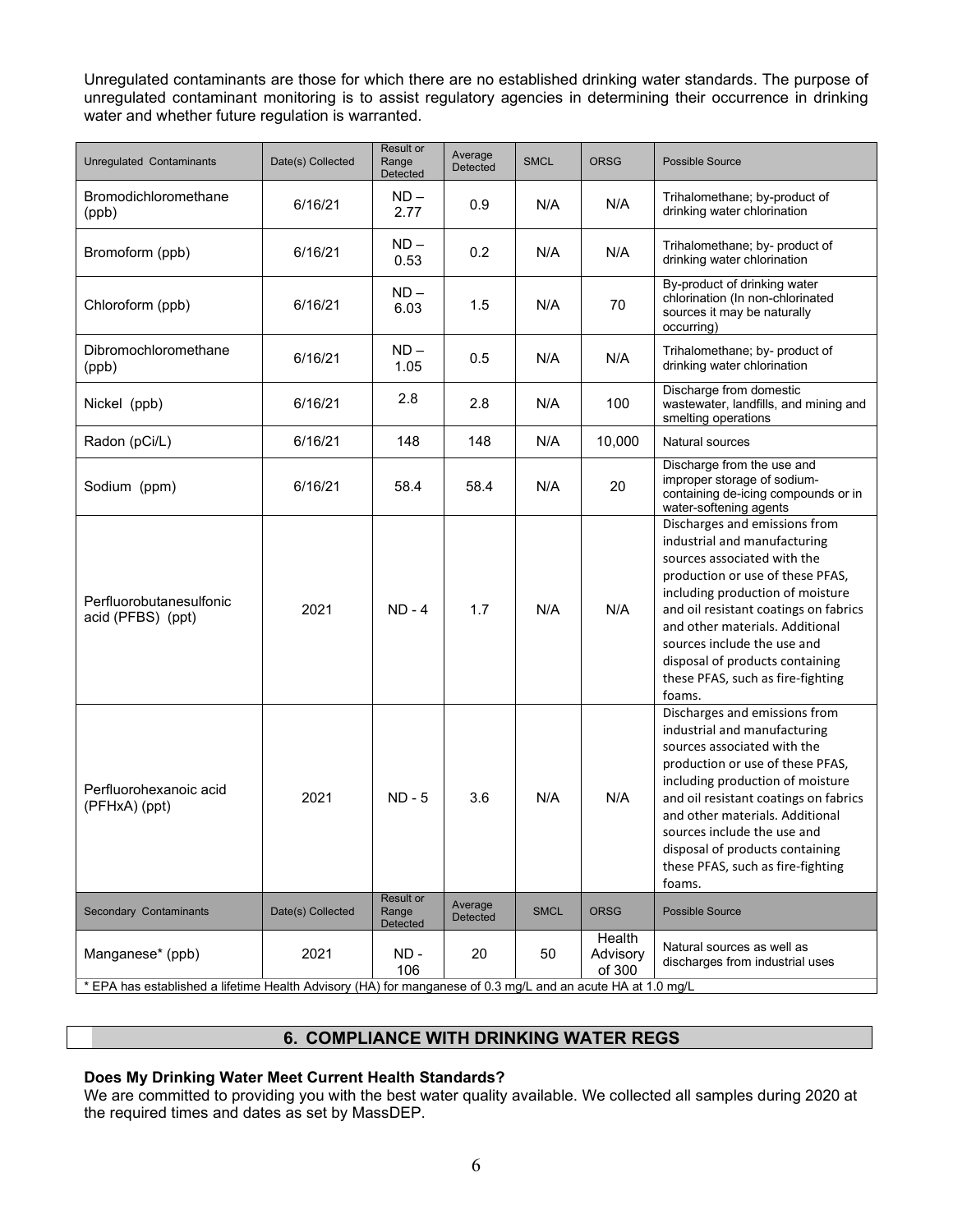Unregulated contaminants are those for which there are no established drinking water standards. The purpose of unregulated contaminant monitoring is to assist regulatory agencies in determining their occurrence in drinking water and whether future regulation is warranted.

| Unregulated Contaminants | Date(s) Collected | Result or Range Detected | Average Detected | SMCL | ORSG | Possible Source |
|---|---|---|---|---|---|---|
| Bromodichloromethane (ppb) | 6/16/21 | ND – 2.77 | 0.9 | N/A | N/A | Trihalomethane; by-product of drinking water chlorination |
| Bromoform (ppb) | 6/16/21 | ND – 0.53 | 0.2 | N/A | N/A | Trihalomethane; by- product of drinking water chlorination |
| Chloroform (ppb) | 6/16/21 | ND – 6.03 | 1.5 | N/A | 70 | By-product of drinking water chlorination (In non-chlorinated sources it may be naturally occurring) |
| Dibromochloromethane (ppb) | 6/16/21 | ND – 1.05 | 0.5 | N/A | N/A | Trihalomethane; by- product of drinking water chlorination |
| Nickel (ppb) | 6/16/21 | 2.8 | 2.8 | N/A | 100 | Discharge from domestic wastewater, landfills, and mining and smelting operations |
| Radon (pCi/L) | 6/16/21 | 148 | 148 | N/A | 10,000 | Natural sources |
| Sodium (ppm) | 6/16/21 | 58.4 | 58.4 | N/A | 20 | Discharge from the use and improper storage of sodium-containing de-icing compounds or in water-softening agents |
| Perfluorobutanesulfonic acid (PFBS) (ppt) | 2021 | ND - 4 | 1.7 | N/A | N/A | Discharges and emissions from industrial and manufacturing sources associated with the production or use of these PFAS, including production of moisture and oil resistant coatings on fabrics and other materials. Additional sources include the use and disposal of products containing these PFAS, such as fire-fighting foams. |
| Perfluorohexanoic acid (PFHxA) (ppt) | 2021 | ND - 5 | 3.6 | N/A | N/A | Discharges and emissions from industrial and manufacturing sources associated with the production or use of these PFAS, including production of moisture and oil resistant coatings on fabrics and other materials. Additional sources include the use and disposal of products containing these PFAS, such as fire-fighting foams. |
| **Secondary Contaminants** | **Date(s) Collected** | **Result or Range Detected** | **Average Detected** | **SMCL** | **ORSG** | **Possible Source** |
| Manganese* (ppb) | 2021 | ND - 106 | 20 | 50 | Health Advisory of 300 | Natural sources as well as discharges from industrial uses |

* EPA has established a lifetime Health Advisory (HA) for manganese of 0.3 mg/L and an acute HA at 1.0 mg/L

## 6. COMPLIANCE WITH DRINKING WATER REGS

**Does My Drinking Water Meet Current Health Standards?**

We are committed to providing you with the best water quality available. We collected all samples during 2020 at the required times and dates as set by MassDEP.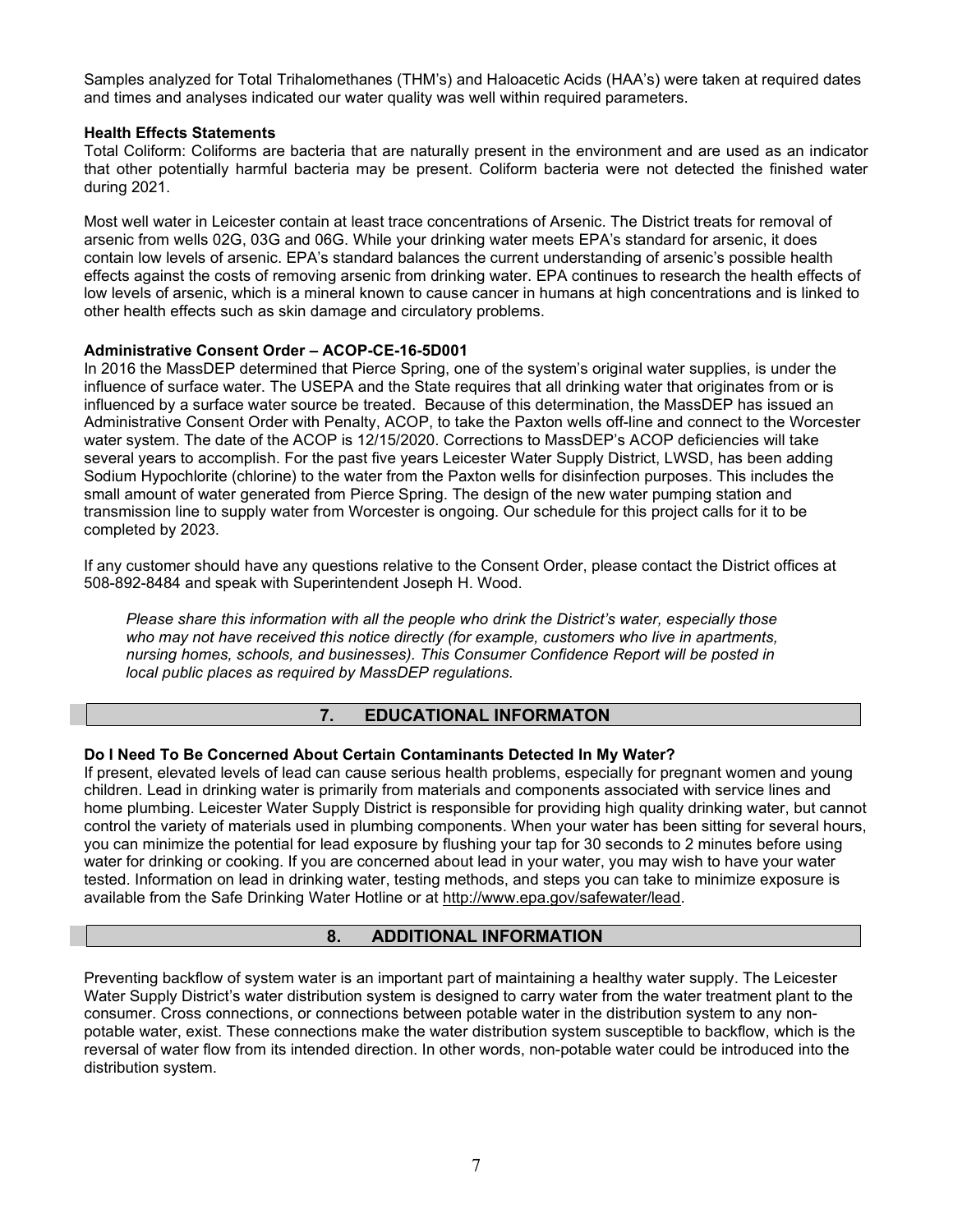Samples analyzed for Total Trihalomethanes (THM's) and Haloacetic Acids (HAA's) were taken at required dates and times and analyses indicated our water quality was well within required parameters.

**Health Effects Statements**

Total Coliform: Coliforms are bacteria that are naturally present in the environment and are used as an indicator that other potentially harmful bacteria may be present. Coliform bacteria were not detected the finished water during 2021.

Most well water in Leicester contain at least trace concentrations of Arsenic. The District treats for removal of arsenic from wells 02G, 03G and 06G. While your drinking water meets EPA's standard for arsenic, it does contain low levels of arsenic. EPA's standard balances the current understanding of arsenic's possible health effects against the costs of removing arsenic from drinking water. EPA continues to research the health effects of low levels of arsenic, which is a mineral known to cause cancer in humans at high concentrations and is linked to other health effects such as skin damage and circulatory problems.

**Administrative Consent Order – ACOP-CE-16-5D001**

In 2016 the MassDEP determined that Pierce Spring, one of the system's original water supplies, is under the influence of surface water. The USEPA and the State requires that all drinking water that originates from or is influenced by a surface water source be treated. Because of this determination, the MassDEP has issued an Administrative Consent Order with Penalty, ACOP, to take the Paxton wells off-line and connect to the Worcester water system. The date of the ACOP is 12/15/2020. Corrections to MassDEP's ACOP deficiencies will take several years to accomplish. For the past five years Leicester Water Supply District, LWSD, has been adding Sodium Hypochlorite (chlorine) to the water from the Paxton wells for disinfection purposes. This includes the small amount of water generated from Pierce Spring. The design of the new water pumping station and transmission line to supply water from Worcester is ongoing. Our schedule for this project calls for it to be completed by 2023.

If any customer should have any questions relative to the Consent Order, please contact the District offices at 508-892-8484 and speak with Superintendent Joseph H. Wood.

*Please share this information with all the people who drink the District's water, especially those who may not have received this notice directly (for example, customers who live in apartments, nursing homes, schools, and businesses). This Consumer Confidence Report will be posted in local public places as required by MassDEP regulations.*

## 7. EDUCATIONAL INFORMATON

**Do I Need To Be Concerned About Certain Contaminants Detected In My Water?**

If present, elevated levels of lead can cause serious health problems, especially for pregnant women and young children. Lead in drinking water is primarily from materials and components associated with service lines and home plumbing. Leicester Water Supply District is responsible for providing high quality drinking water, but cannot control the variety of materials used in plumbing components. When your water has been sitting for several hours, you can minimize the potential for lead exposure by flushing your tap for 30 seconds to 2 minutes before using water for drinking or cooking. If you are concerned about lead in your water, you may wish to have your water tested. Information on lead in drinking water, testing methods, and steps you can take to minimize exposure is available from the Safe Drinking Water Hotline or at http://www.epa.gov/safewater/lead.

## 8. ADDITIONAL INFORMATION

Preventing backflow of system water is an important part of maintaining a healthy water supply. The Leicester Water Supply District's water distribution system is designed to carry water from the water treatment plant to the consumer. Cross connections, or connections between potable water in the distribution system to any non-potable water, exist. These connections make the water distribution system susceptible to backflow, which is the reversal of water flow from its intended direction. In other words, non-potable water could be introduced into the distribution system.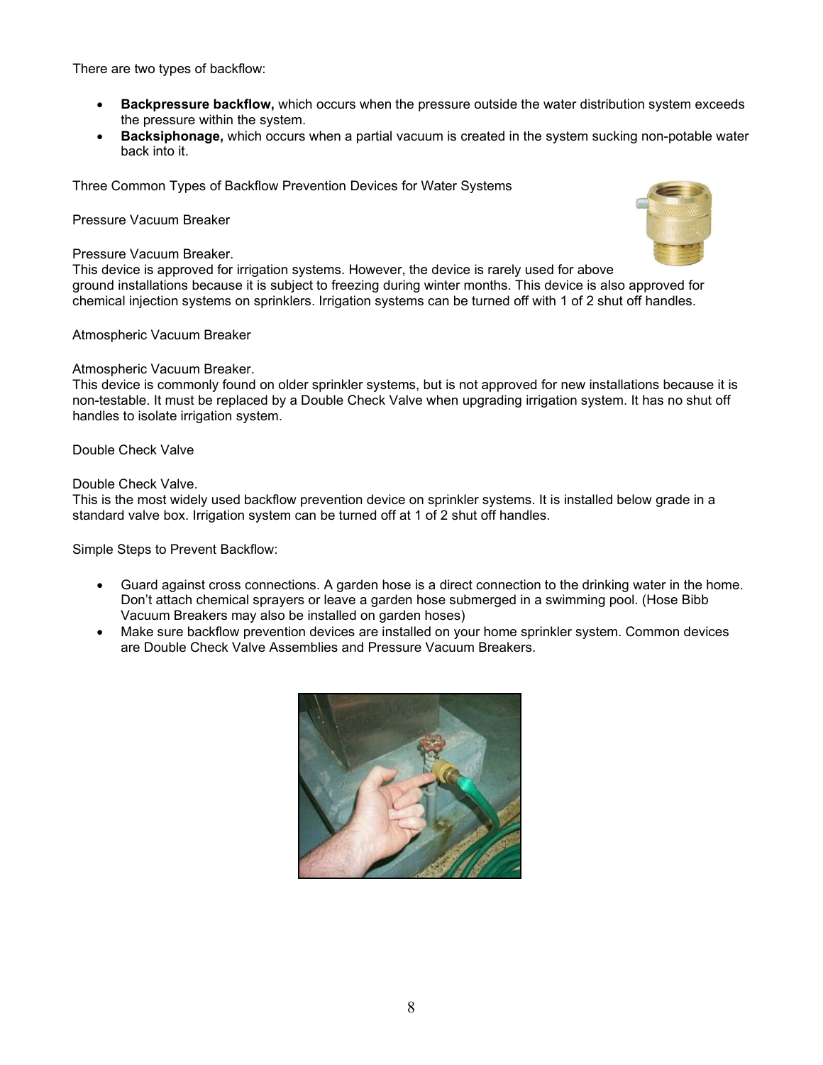There are two types of backflow:

- **Backpressure backflow,** which occurs when the pressure outside the water distribution system exceeds the pressure within the system.
- **Backsiphonage,** which occurs when a partial vacuum is created in the system sucking non-potable water back into it.

Three Common Types of Backflow Prevention Devices for Water Systems

Pressure Vacuum Breaker

Pressure Vacuum Breaker.
This device is approved for irrigation systems. However, the device is rarely used for above ground installations because it is subject to freezing during winter months. This device is also approved for chemical injection systems on sprinklers. Irrigation systems can be turned off with 1 of 2 shut off handles.

Atmospheric Vacuum Breaker

Atmospheric Vacuum Breaker.
This device is commonly found on older sprinkler systems, but is not approved for new installations because it is non-testable. It must be replaced by a Double Check Valve when upgrading irrigation system. It has no shut off handles to isolate irrigation system.

Double Check Valve

Double Check Valve.
This is the most widely used backflow prevention device on sprinkler systems. It is installed below grade in a standard valve box. Irrigation system can be turned off at 1 of 2 shut off handles.

Simple Steps to Prevent Backflow:

- Guard against cross connections. A garden hose is a direct connection to the drinking water in the home. Don't attach chemical sprayers or leave a garden hose submerged in a swimming pool. (Hose Bibb Vacuum Breakers may also be installed on garden hoses)
- Make sure backflow prevention devices are installed on your home sprinkler system. Common devices are Double Check Valve Assemblies and Pressure Vacuum Breakers.